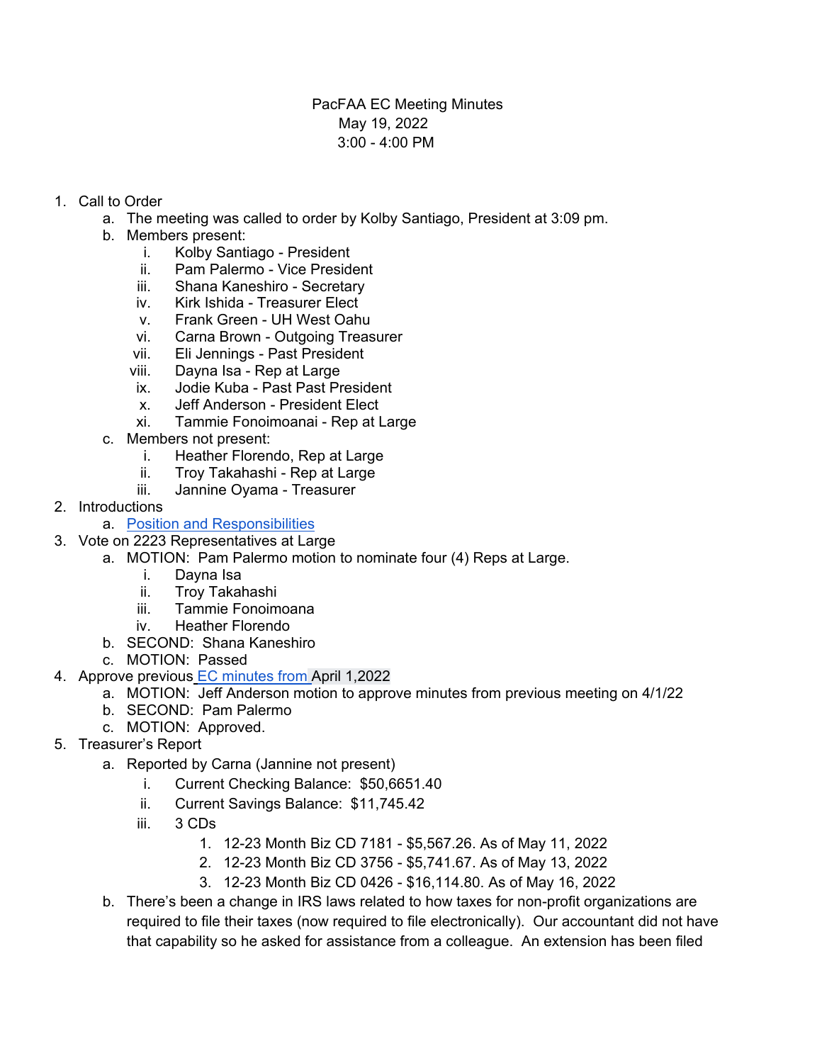PacFAA EC Meeting Minutes
May 19, 2022
3:00 - 4:00 PM

1. Call to Order
   a. The meeting was called to order by Kolby Santiago, President at 3:09 pm.
   b. Members present:
      i. Kolby Santiago - President
      ii. Pam Palermo - Vice President
      iii. Shana Kaneshiro - Secretary
      iv. Kirk Ishida - Treasurer Elect
      v. Frank Green - UH West Oahu
      vi. Carna Brown - Outgoing Treasurer
      vii. Eli Jennings - Past President
      viii. Dayna Isa - Rep at Large
      ix. Jodie Kuba - Past Past President
      x. Jeff Anderson - President Elect
      xi. Tammie Fonoimoanai - Rep at Large
   c. Members not present:
      i. Heather Florendo, Rep at Large
      ii. Troy Takahashi - Rep at Large
      iii. Jannine Oyama - Treasurer
2. Introductions
   a. Position and Responsibilities
3. Vote on 2223 Representatives at Large
   a. MOTION: Pam Palermo motion to nominate four (4) Reps at Large.
      i. Dayna Isa
      ii. Troy Takahashi
      iii. Tammie Fonoimoana
      iv. Heather Florendo
   b. SECOND: Shana Kaneshiro
   c. MOTION: Passed
4. Approve previous EC minutes from April 1,2022
   a. MOTION: Jeff Anderson motion to approve minutes from previous meeting on 4/1/22
   b. SECOND: Pam Palermo
   c. MOTION: Approved.
5. Treasurer's Report
   a. Reported by Carna (Jannine not present)
      i. Current Checking Balance: $50,6651.40
      ii. Current Savings Balance: $11,745.42
      iii. 3 CDs
         1. 12-23 Month Biz CD 7181 - $5,567.26. As of May 11, 2022
         2. 12-23 Month Biz CD 3756 - $5,741.67. As of May 13, 2022
         3. 12-23 Month Biz CD 0426 - $16,114.80. As of May 16, 2022
   b. There's been a change in IRS laws related to how taxes for non-profit organizations are required to file their taxes (now required to file electronically). Our accountant did not have that capability so he asked for assistance from a colleague. An extension has been filed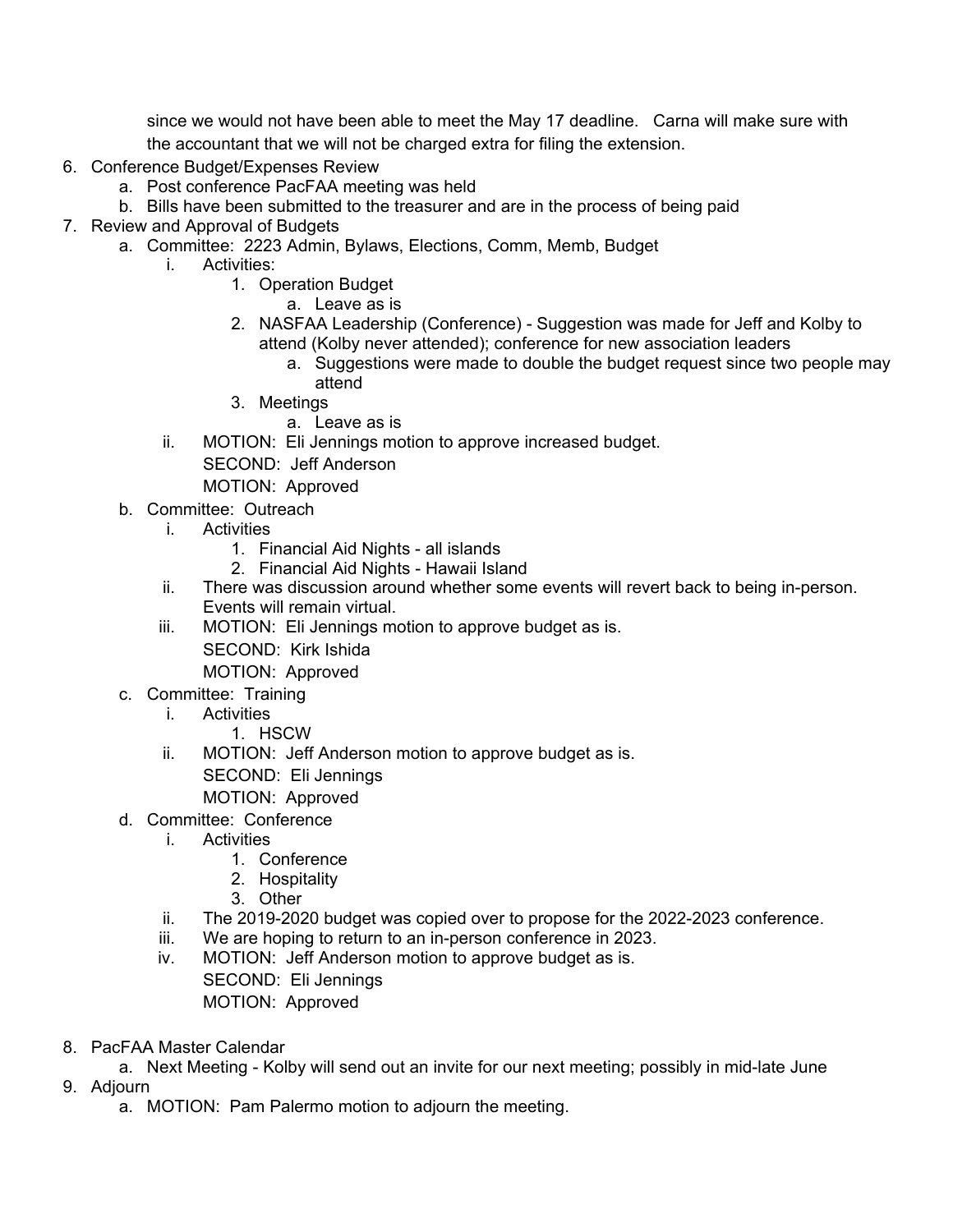since we would not have been able to meet the May 17 deadline. Carna will make sure with the accountant that we will not be charged extra for filing the extension.

6. Conference Budget/Expenses Review
    a. Post conference PacFAA meeting was held
    b. Bills have been submitted to the treasurer and are in the process of being paid
7. Review and Approval of Budgets
    a. Committee: 2223 Admin, Bylaws, Elections, Comm, Memb, Budget
        i. Activities:
            1. Operation Budget
                a. Leave as is
            2. NASFAA Leadership (Conference) - Suggestion was made for Jeff and Kolby to attend (Kolby never attended); conference for new association leaders
                a. Suggestions were made to double the budget request since two people may attend
            3. Meetings
                a. Leave as is
        ii. MOTION: Eli Jennings motion to approve increased budget.
            SECOND: Jeff Anderson
            MOTION: Approved
    b. Committee: Outreach
        i. Activities
            1. Financial Aid Nights - all islands
            2. Financial Aid Nights - Hawaii Island
        ii. There was discussion around whether some events will revert back to being in-person. Events will remain virtual.
        iii. MOTION: Eli Jennings motion to approve budget as is.
            SECOND: Kirk Ishida
            MOTION: Approved
    c. Committee: Training
        i. Activities
            1. HSCW
        ii. MOTION: Jeff Anderson motion to approve budget as is.
            SECOND: Eli Jennings
            MOTION: Approved
    d. Committee: Conference
        i. Activities
            1. Conference
            2. Hospitality
            3. Other
        ii. The 2019-2020 budget was copied over to propose for the 2022-2023 conference.
        iii. We are hoping to return to an in-person conference in 2023.
        iv. MOTION: Jeff Anderson motion to approve budget as is.
            SECOND: Eli Jennings
            MOTION: Approved
8. PacFAA Master Calendar
    a. Next Meeting - Kolby will send out an invite for our next meeting; possibly in mid-late June
9. Adjourn
    a. MOTION: Pam Palermo motion to adjourn the meeting.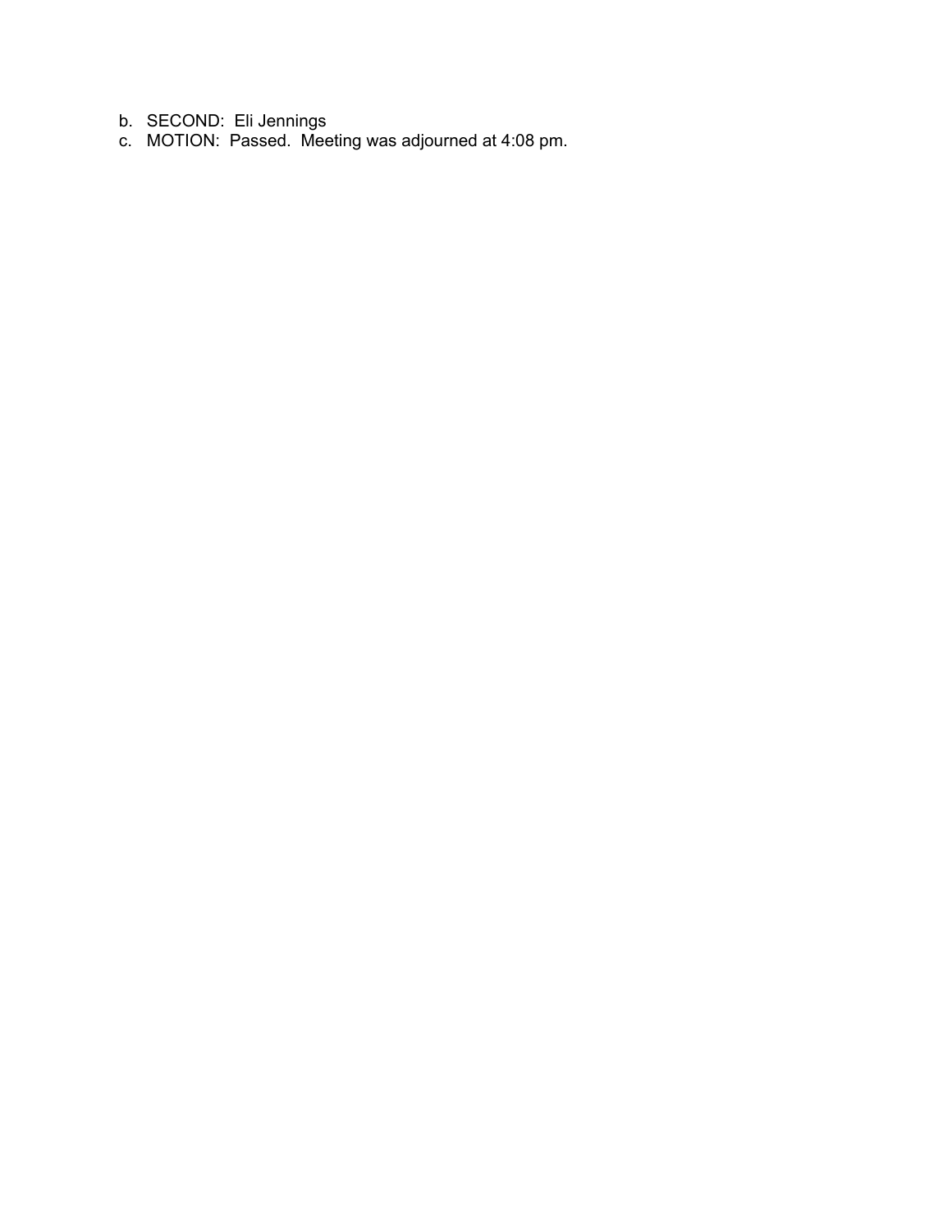b. SECOND: Eli Jennings
c. MOTION: Passed. Meeting was adjourned at 4:08 pm.